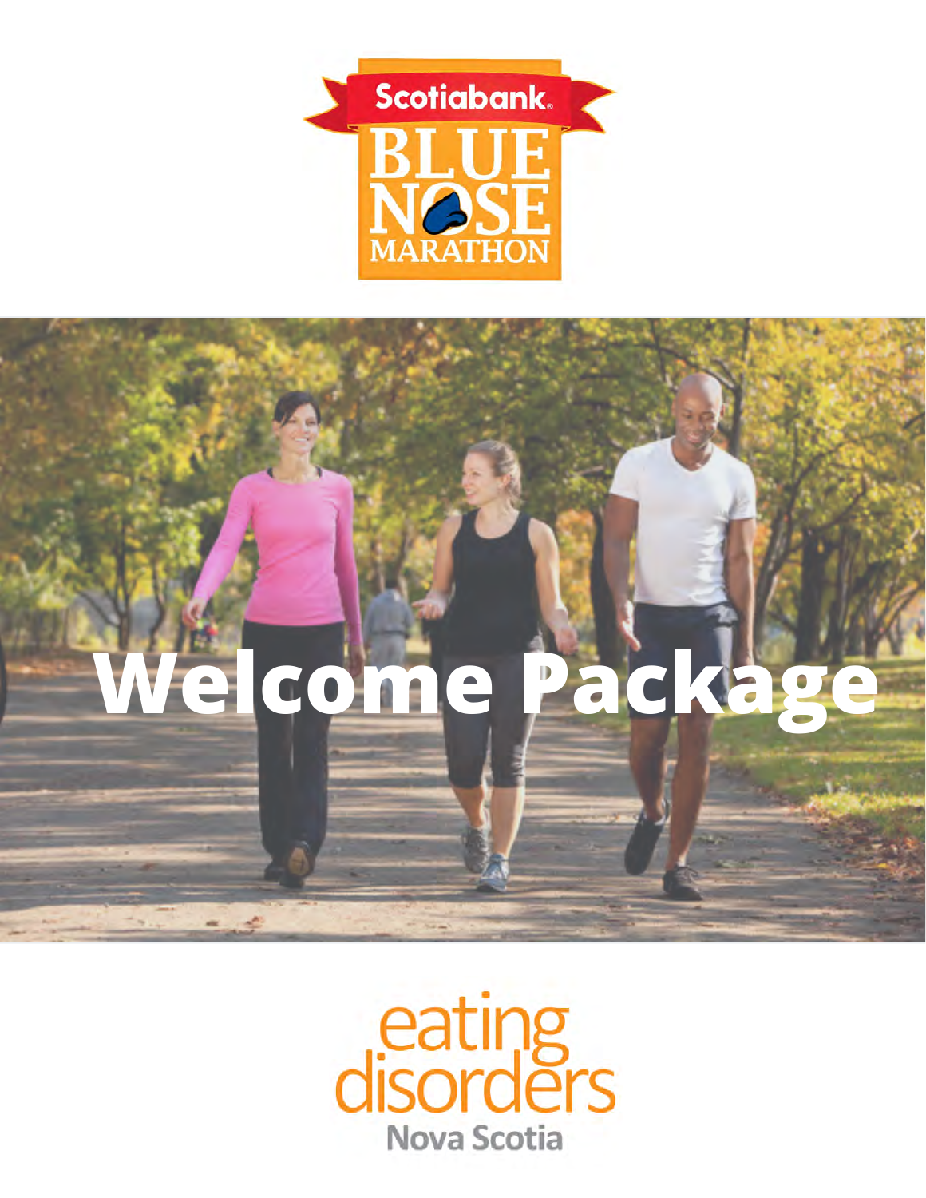Scotiabank

BLUE NOSE MARATHON

# Welcome Package

eating disorders

Nova Scotia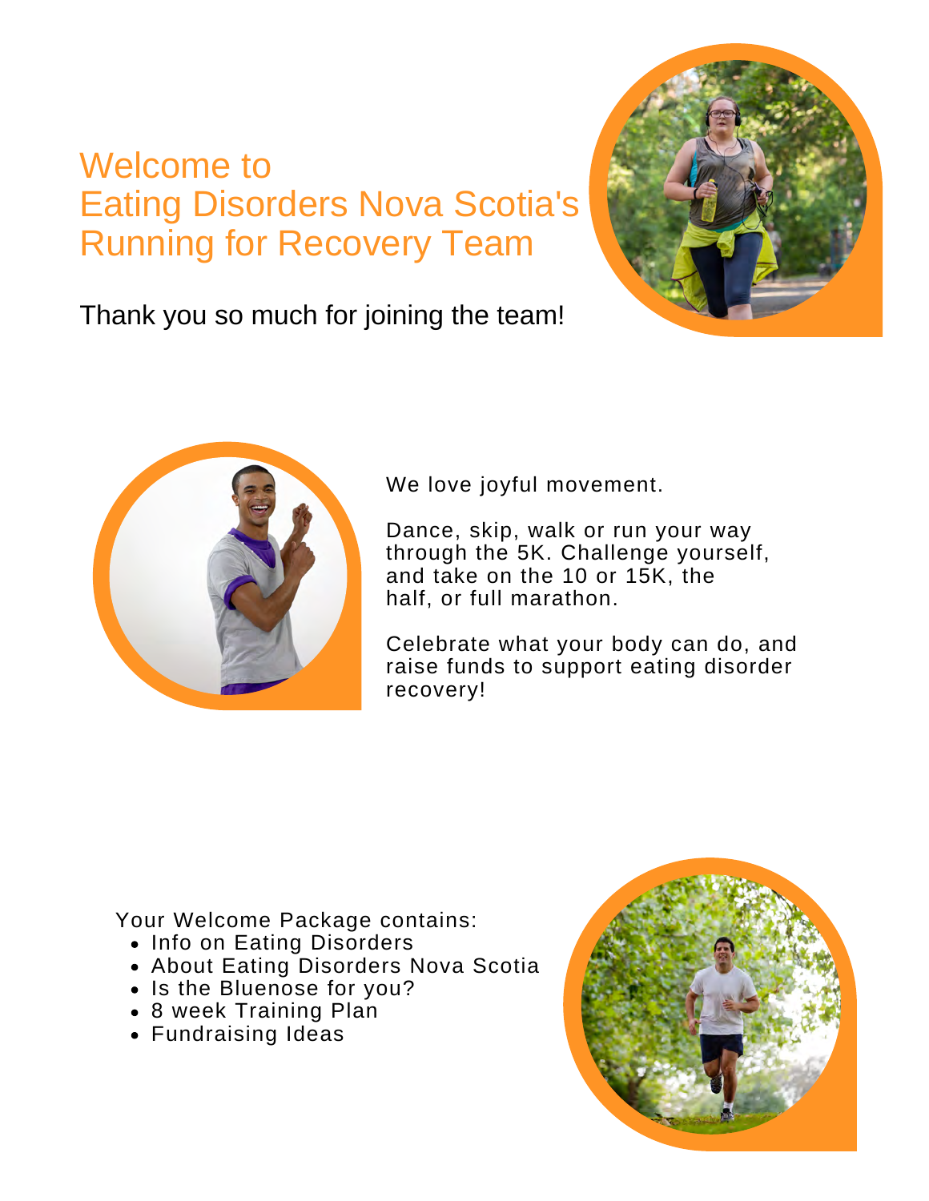# Welcome to Eating Disorders Nova Scotia's Running for Recovery Team

Thank you so much for joining the team!

We love joyful movement.

Dance, skip, walk or run your way through the 5K. Challenge yourself, and take on the 10 or 15K, the half, or full marathon.

Celebrate what your body can do, and raise funds to support eating disorder recovery!

Your Welcome Package contains:

- Info on Eating Disorders
- About Eating Disorders Nova Scotia
- Is the Bluenose for you?
- 8 week Training Plan
- Fundraising Ideas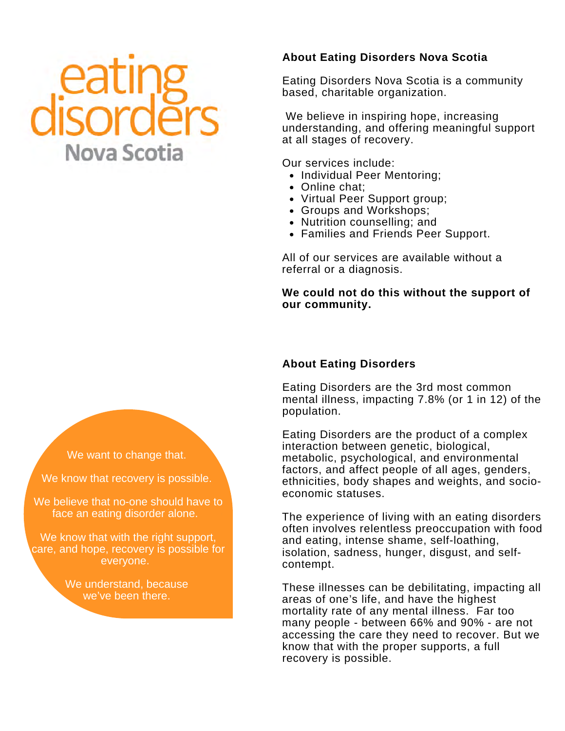eating disorders

Nova Scotia

## About Eating Disorders Nova Scotia

Eating Disorders Nova Scotia is a community based, charitable organization.

We believe in inspiring hope, increasing understanding, and offering meaningful support at all stages of recovery.

Our services include:

- Individual Peer Mentoring;
- Online chat;
- Virtual Peer Support group;
- Groups and Workshops;
- Nutrition counselling; and
- Families and Friends Peer Support.

All of our services are available without a referral or a diagnosis.

**We could not do this without the support of our community.**

## About Eating Disorders

Eating Disorders are the 3rd most common mental illness, impacting 7.8% (or 1 in 12) of the population.

Eating Disorders are the product of a complex interaction between genetic, biological, metabolic, psychological, and environmental factors, and affect people of all ages, genders, ethnicities, body shapes and weights, and socio-economic statuses.

The experience of living with an eating disorders often involves relentless preoccupation with food and eating, intense shame, self-loathing, isolation, sadness, hunger, disgust, and self-contempt.

These illnesses can be debilitating, impacting all areas of one's life, and have the highest mortality rate of any mental illness. Far too many people - between 66% and 90% - are not accessing the care they need to recover. But we know that with the proper supports, a full recovery is possible.

We want to change that.

We know that recovery is possible.

We believe that no-one should have to face an eating disorder alone.

We know that with the right support, care, and hope, recovery is possible for everyone.

We understand, because we've been there.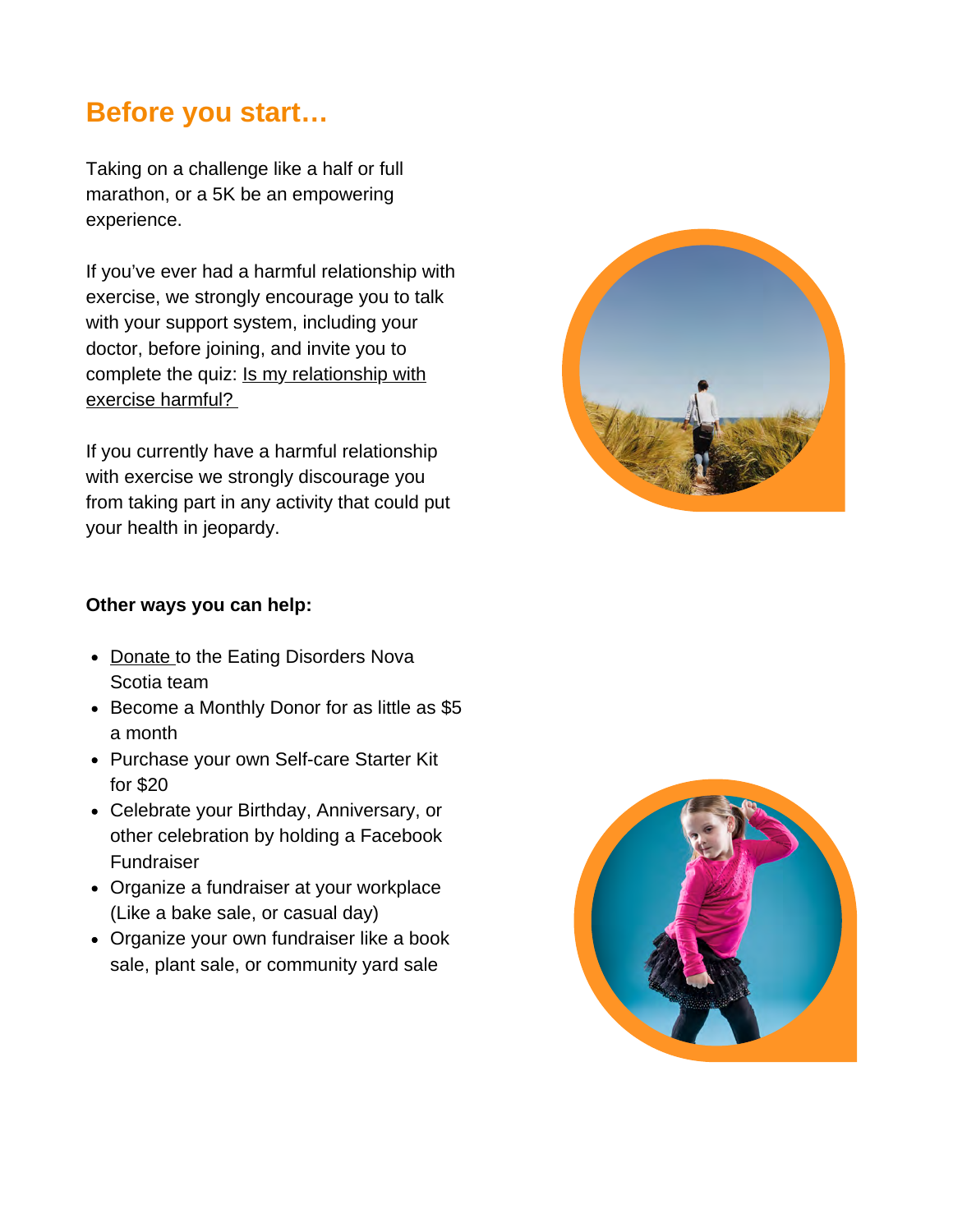## Before you start…

Taking on a challenge like a half or full marathon, or a 5K be an empowering experience.

If you've ever had a harmful relationship with exercise, we strongly encourage you to talk with your support system, including your doctor, before joining, and invite you to complete the quiz: Is my relationship with exercise harmful?

If you currently have a harmful relationship with exercise we strongly discourage you from taking part in any activity that could put your health in jeopardy.

**Other ways you can help:**

- Donate to the Eating Disorders Nova Scotia team
- Become a Monthly Donor for as little as $5 a month
- Purchase your own Self-care Starter Kit for $20
- Celebrate your Birthday, Anniversary, or other celebration by holding a Facebook Fundraiser
- Organize a fundraiser at your workplace (Like a bake sale, or casual day)
- Organize your own fundraiser like a book sale, plant sale, or community yard sale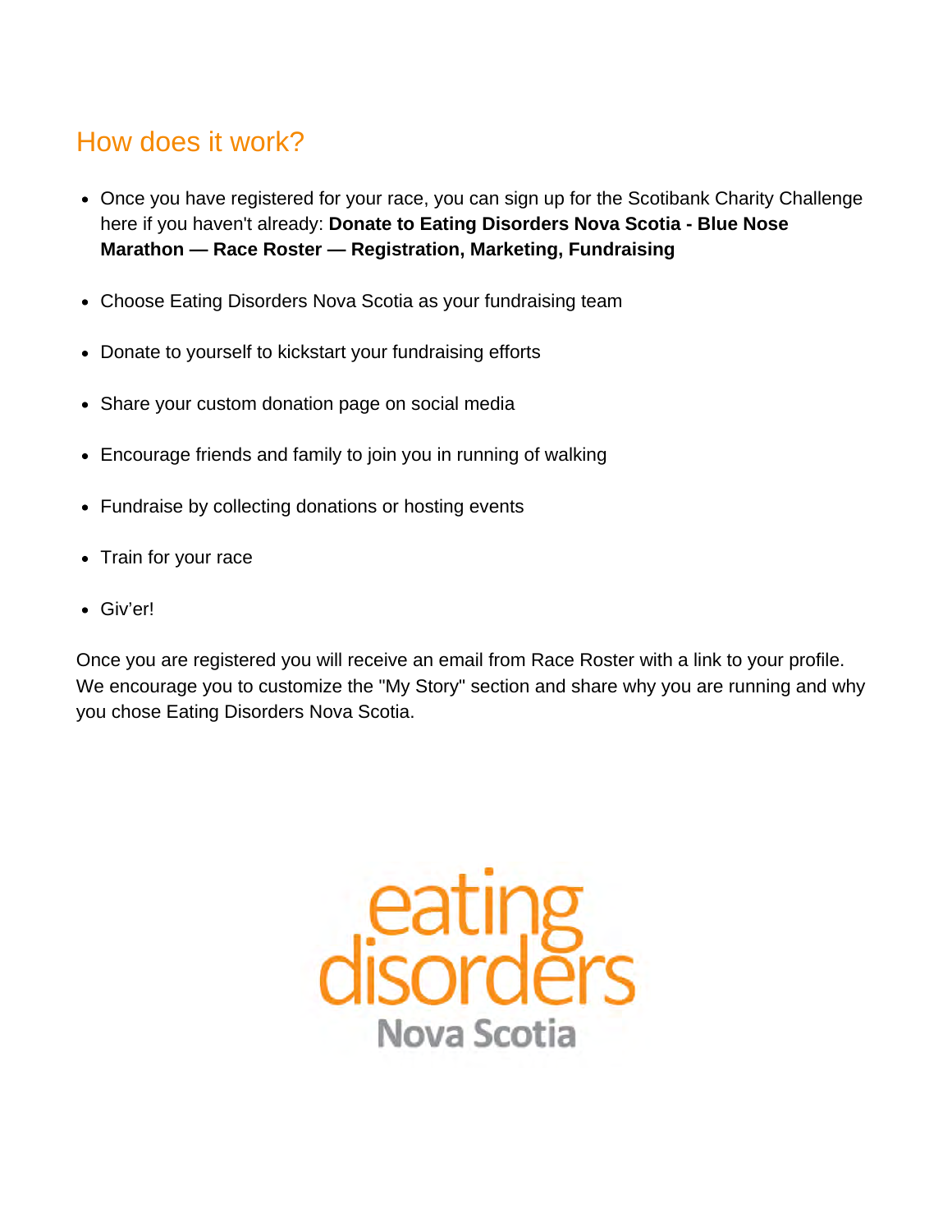## How does it work?

- Once you have registered for your race, you can sign up for the Scotibank Charity Challenge here if you haven't already: **Donate to Eating Disorders Nova Scotia - Blue Nose Marathon — Race Roster — Registration, Marketing, Fundraising**
- Choose Eating Disorders Nova Scotia as your fundraising team
- Donate to yourself to kickstart your fundraising efforts
- Share your custom donation page on social media
- Encourage friends and family to join you in running of walking
- Fundraise by collecting donations or hosting events
- Train for your race
- Giv'er!

Once you are registered you will receive an email from Race Roster with a link to your profile. We encourage you to customize the "My Story" section and share why you are running and why you chose Eating Disorders Nova Scotia.

eating disorders Nova Scotia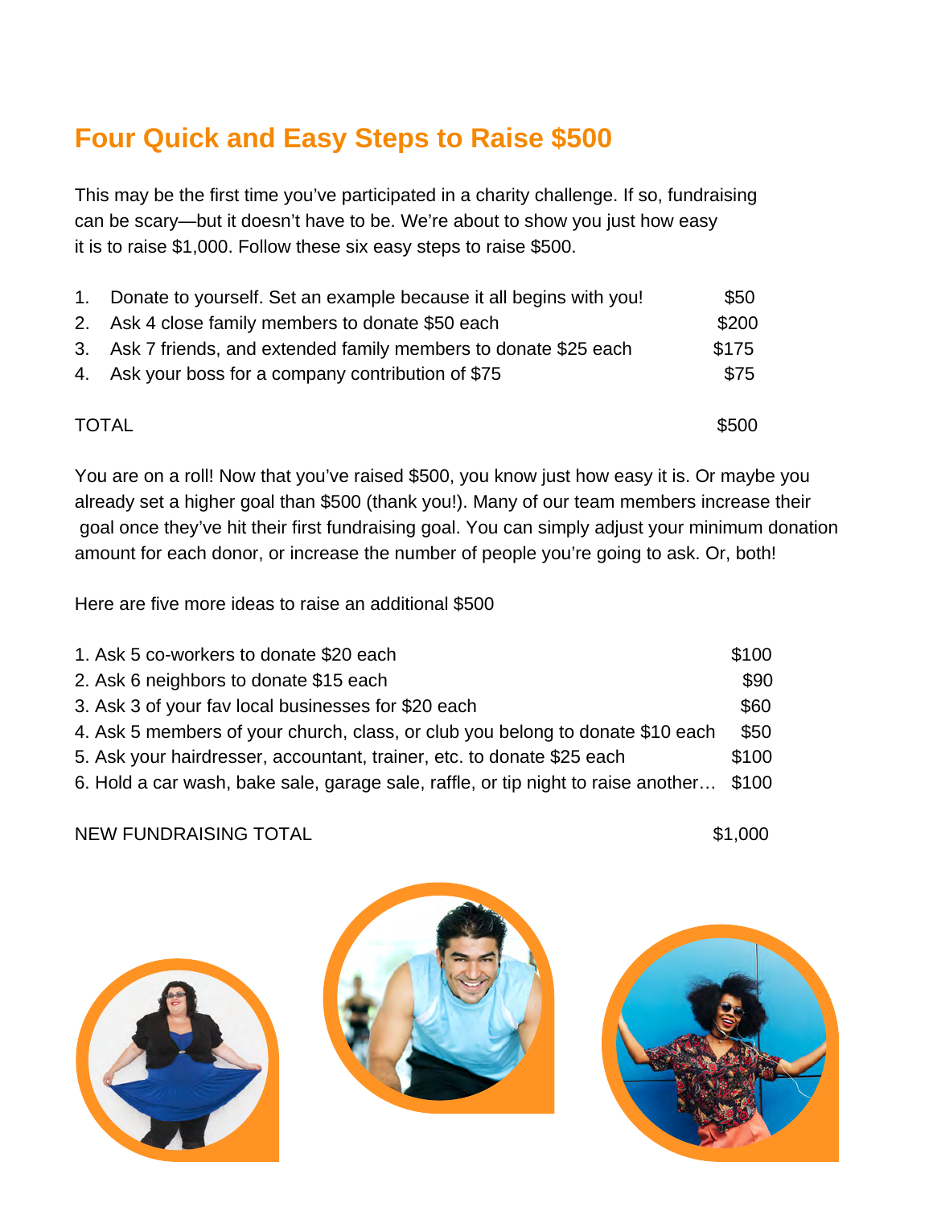## Four Quick and Easy Steps to Raise $500

This may be the first time you've participated in a charity challenge. If so, fundraising can be scary—but it doesn't have to be. We're about to show you just how easy it is to raise $1,000. Follow these six easy steps to raise $500.

| | | |
|---|---|---|
| 1. | Donate to yourself. Set an example because it all begins with you! | $50 |
| 2. | Ask 4 close family members to donate $50 each | $200 |
| 3. | Ask 7 friends, and extended family members to donate $25 each | $175 |
| 4. | Ask your boss for a company contribution of $75 | $75 |
| TOTAL | | $500 |

You are on a roll! Now that you've raised $500, you know just how easy it is. Or maybe you already set a higher goal than $500 (thank you!). Many of our team members increase their goal once they've hit their first fundraising goal. You can simply adjust your minimum donation amount for each donor, or increase the number of people you're going to ask. Or, both!

Here are five more ideas to raise an additional $500

| | |
|---|---|
| 1. Ask 5 co-workers to donate $20 each | $100 |
| 2. Ask 6 neighbors to donate $15 each | $90 |
| 3. Ask 3 of your fav local businesses for $20 each | $60 |
| 4. Ask 5 members of your church, class, or club you belong to donate $10 each | $50 |
| 5. Ask your hairdresser, accountant, trainer, etc. to donate $25 each | $100 |
| 6. Hold a car wash, bake sale, garage sale, raffle, or tip night to raise another… | $100 |
| NEW FUNDRAISING TOTAL | $1,000 |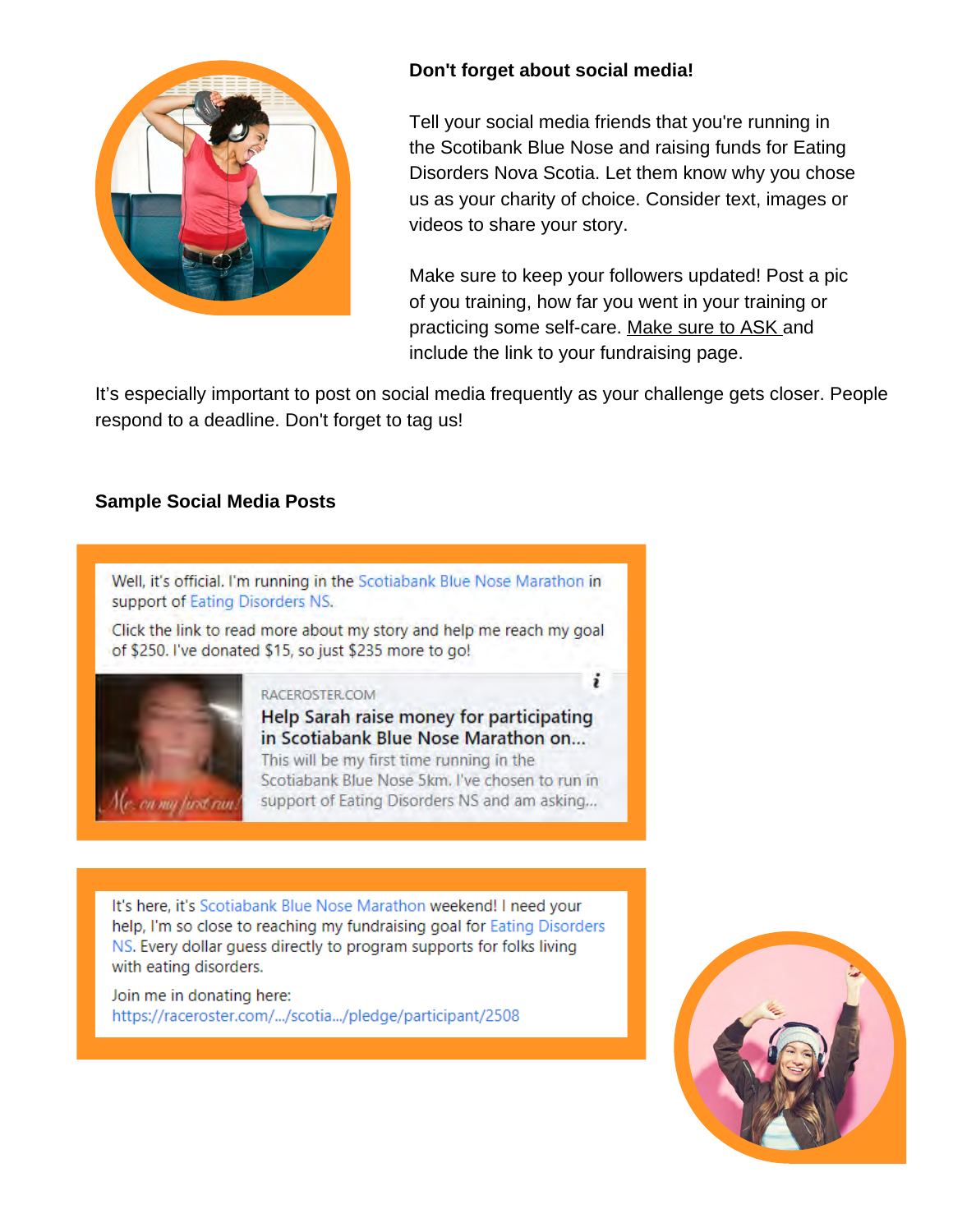**Don't forget about social media!**

Tell your social media friends that you're running in the Scotibank Blue Nose and raising funds for Eating Disorders Nova Scotia. Let them know why you chose us as your charity of choice. Consider text, images or videos to share your story.

Make sure to keep your followers updated! Post a pic of you training, how far you went in your training or practicing some self-care. Make sure to ASK and include the link to your fundraising page.

It's especially important to post on social media frequently as your challenge gets closer. People respond to a deadline. Don't forget to tag us!

### Sample Social Media Posts

> Well, it's official. I'm running in the Scotiabank Blue Nose Marathon in support of Eating Disorders NS.
>
> Click the link to read more about my story and help me reach my goal of $250. I've donated $15, so just $235 more to go!
>
> *Me, on my first run!*
>
> RACEROSTER.COM
>
> **Help Sarah raise money for participating in Scotiabank Blue Nose Marathon on...**
>
> This will be my first time running in the Scotiabank Blue Nose 5km. I've chosen to run in support of Eating Disorders NS and am asking...

> It's here, it's Scotiabank Blue Nose Marathon weekend! I need your help, I'm so close to reaching my fundraising goal for Eating Disorders NS. Every dollar guess directly to program supports for folks living with eating disorders.
>
> Join me in donating here:
> https://raceroster.com/.../scotia.../pledge/participant/2508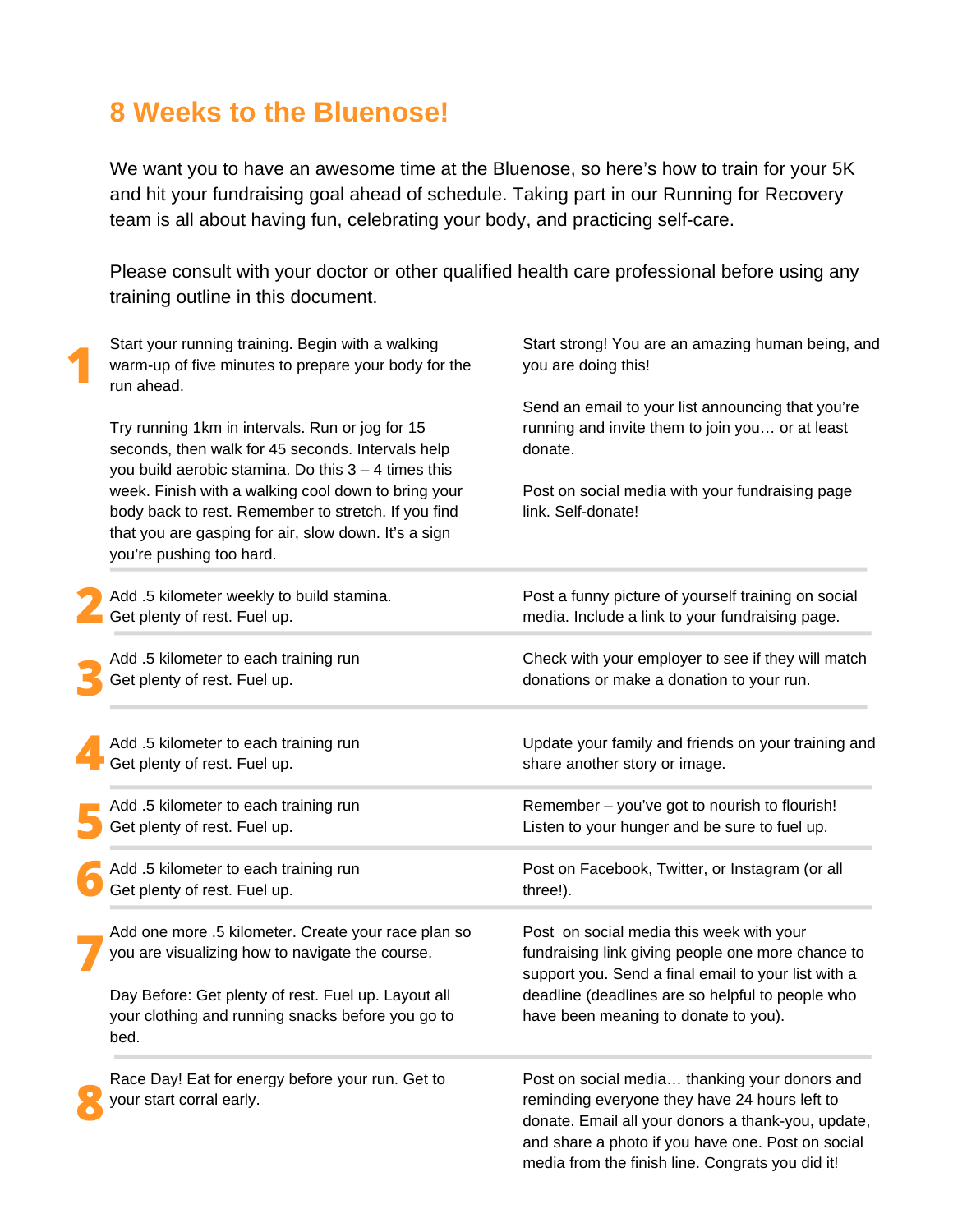# 8 Weeks to the Bluenose!

We want you to have an awesome time at the Bluenose, so here's how to train for your 5K and hit your fundraising goal ahead of schedule. Taking part in our Running for Recovery team is all about having fun, celebrating your body, and practicing self-care.

Please consult with your doctor or other qualified health care professional before using any training outline in this document.

| Week | Training | Fundraising |
|---|---|---|
| 1 | Start your running training. Begin with a walking warm-up of five minutes to prepare your body for the run ahead.<br><br>Try running 1km in intervals. Run or jog for 15 seconds, then walk for 45 seconds. Intervals help you build aerobic stamina. Do this 3 – 4 times this week. Finish with a walking cool down to bring your body back to rest. Remember to stretch. If you find that you are gasping for air, slow down. It's a sign you're pushing too hard. | Start strong! You are an amazing human being, and you are doing this!<br><br>Send an email to your list announcing that you're running and invite them to join you… or at least donate.<br><br>Post on social media with your fundraising page link. Self-donate! |
| 2 | Add .5 kilometer weekly to build stamina.<br>Get plenty of rest. Fuel up. | Post a funny picture of yourself training on social media. Include a link to your fundraising page. |
| 3 | Add .5 kilometer to each training run<br>Get plenty of rest. Fuel up. | Check with your employer to see if they will match donations or make a donation to your run. |
| 4 | Add .5 kilometer to each training run<br>Get plenty of rest. Fuel up. | Update your family and friends on your training and share another story or image. |
| 5 | Add .5 kilometer to each training run<br>Get plenty of rest. Fuel up. | Remember – you've got to nourish to flourish! Listen to your hunger and be sure to fuel up. |
| 6 | Add .5 kilometer to each training run<br>Get plenty of rest. Fuel up. | Post on Facebook, Twitter, or Instagram (or all three!). |
| 7 | Add one more .5 kilometer. Create your race plan so you are visualizing how to navigate the course.<br><br>Day Before: Get plenty of rest. Fuel up. Layout all your clothing and running snacks before you go to bed. | Post on social media this week with your fundraising link giving people one more chance to support you. Send a final email to your list with a deadline (deadlines are so helpful to people who have been meaning to donate to you). |
| 8 | Race Day! Eat for energy before your run. Get to your start corral early. | Post on social media… thanking your donors and reminding everyone they have 24 hours left to donate. Email all your donors a thank-you, update, and share a photo if you have one. Post on social media from the finish line. Congrats you did it! |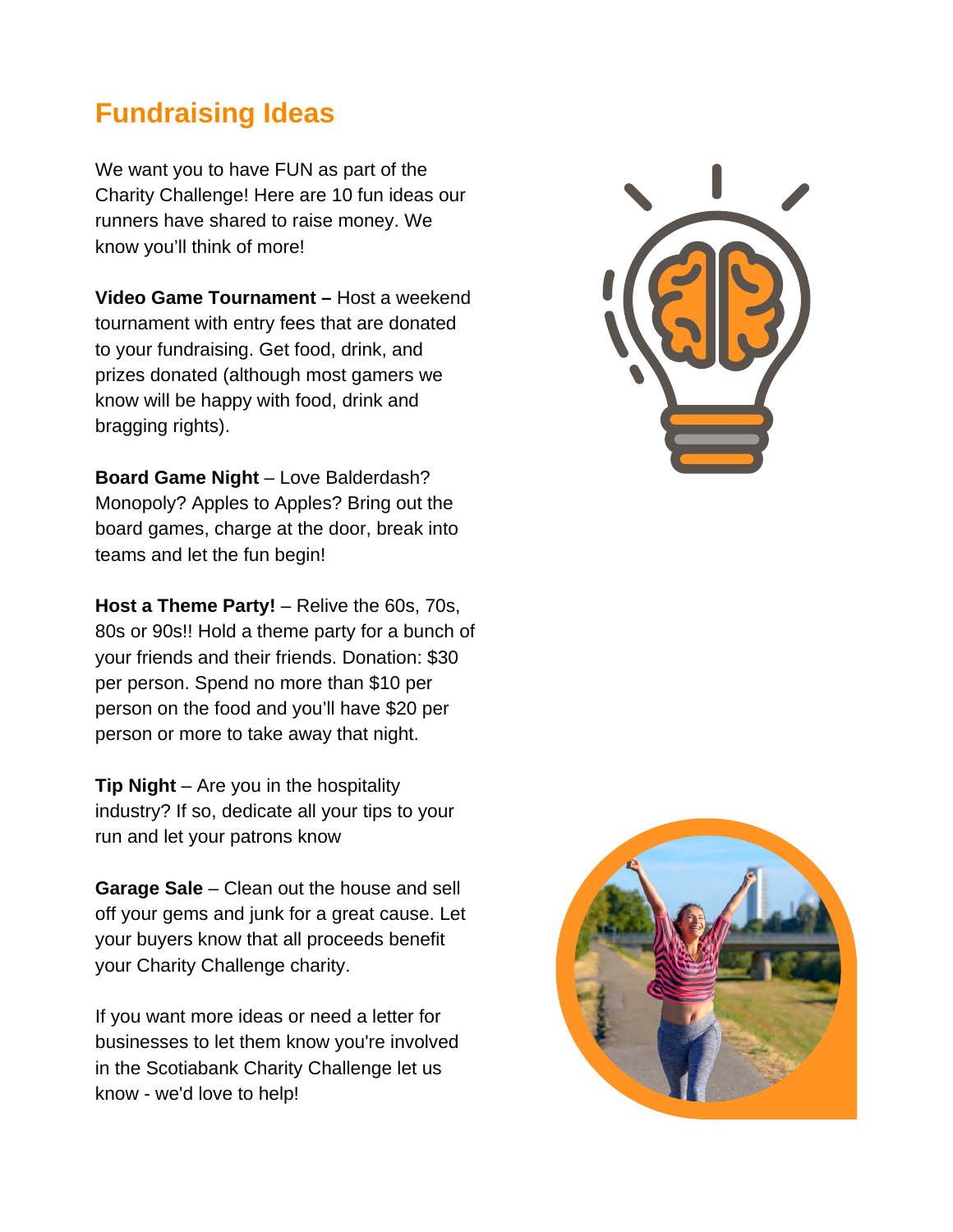## Fundraising Ideas

We want you to have FUN as part of the Charity Challenge! Here are 10 fun ideas our runners have shared to raise money. We know you'll think of more!

**Video Game Tournament –** Host a weekend tournament with entry fees that are donated to your fundraising. Get food, drink, and prizes donated (although most gamers we know will be happy with food, drink and bragging rights).

**Board Game Night** – Love Balderdash? Monopoly? Apples to Apples? Bring out the board games, charge at the door, break into teams and let the fun begin!

**Host a Theme Party!** – Relive the 60s, 70s, 80s or 90s!! Hold a theme party for a bunch of your friends and their friends. Donation: $30 per person. Spend no more than $10 per person on the food and you'll have $20 per person or more to take away that night.

**Tip Night** – Are you in the hospitality industry? If so, dedicate all your tips to your run and let your patrons know

**Garage Sale** – Clean out the house and sell off your gems and junk for a great cause. Let your buyers know that all proceeds benefit your Charity Challenge charity.

If you want more ideas or need a letter for businesses to let them know you're involved in the Scotiabank Charity Challenge let us know - we'd love to help!